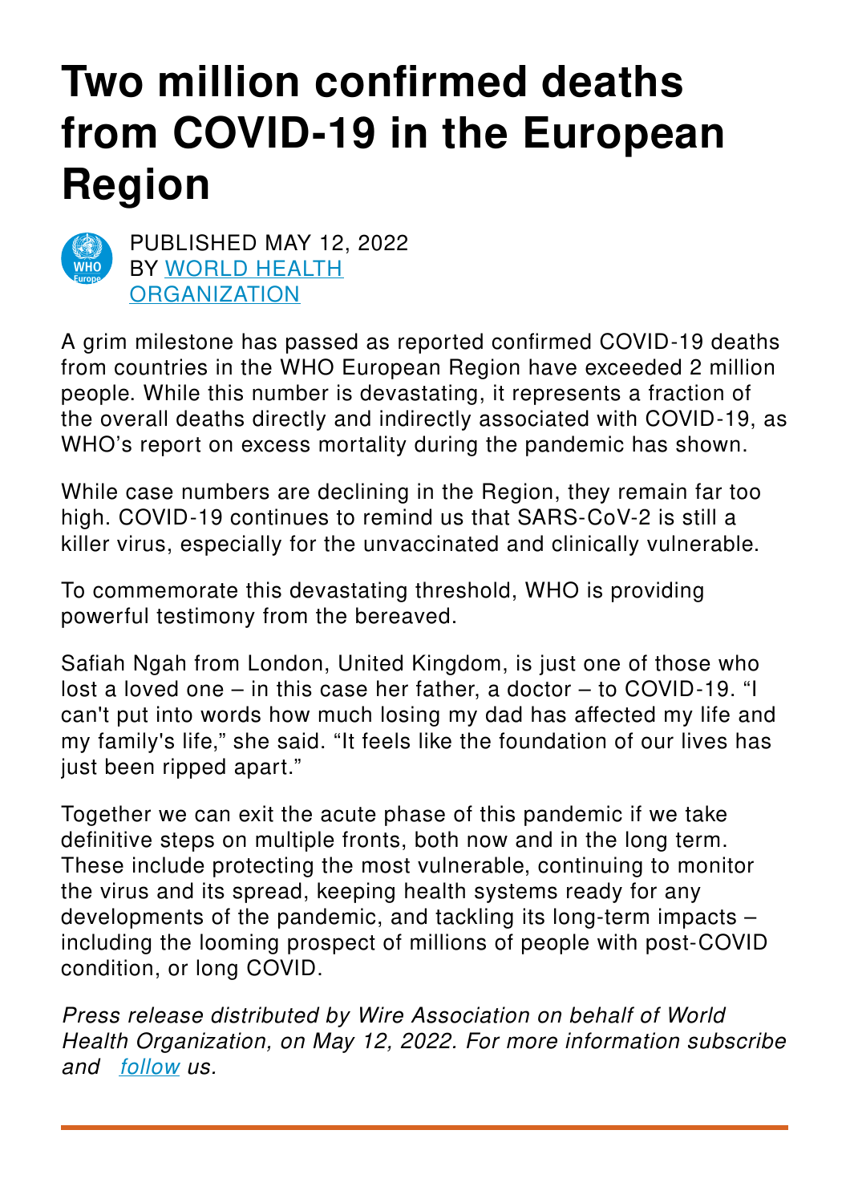# Two million confirmed deaths from COVID-19 in the European Region

PUBLISHED MAY 12, 2022
BY WORLD HEALTH ORGANIZATION

A grim milestone has passed as reported confirmed COVID-19 deaths from countries in the WHO European Region have exceeded 2 million people. While this number is devastating, it represents a fraction of the overall deaths directly and indirectly associated with COVID-19, as WHO's report on excess mortality during the pandemic has shown.

While case numbers are declining in the Region, they remain far too high. COVID-19 continues to remind us that SARS-CoV-2 is still a killer virus, especially for the unvaccinated and clinically vulnerable.

To commemorate this devastating threshold, WHO is providing powerful testimony from the bereaved.

Safiah Ngah from London, United Kingdom, is just one of those who lost a loved one – in this case her father, a doctor – to COVID-19. "I can't put into words how much losing my dad has affected my life and my family's life," she said. "It feels like the foundation of our lives has just been ripped apart."

Together we can exit the acute phase of this pandemic if we take definitive steps on multiple fronts, both now and in the long term. These include protecting the most vulnerable, continuing to monitor the virus and its spread, keeping health systems ready for any developments of the pandemic, and tackling its long-term impacts – including the looming prospect of millions of people with post-COVID condition, or long COVID.

*Press release distributed by Wire Association on behalf of World Health Organization, on May 12, 2022. For more information subscribe and follow us.*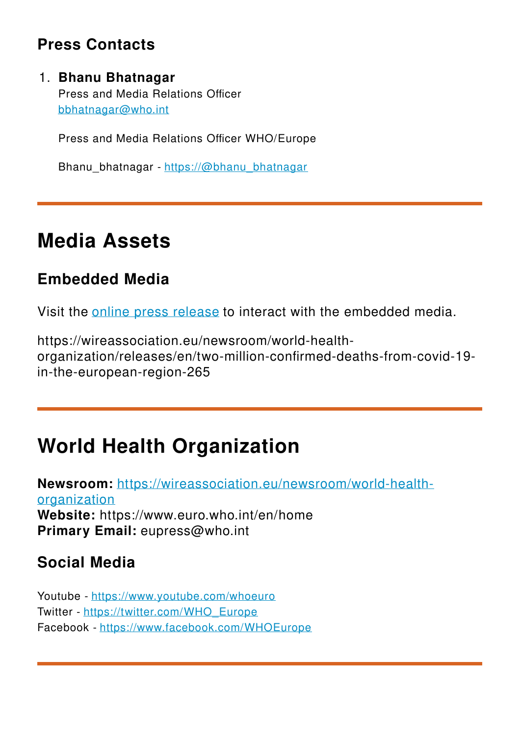### Press Contacts

1. **Bhanu Bhatnagar**
   Press and Media Relations Officer
   [bbhatnagar@who.int](mailto:bbhatnagar@who.int)

   Press and Media Relations Officer WHO/Europe

   Bhanu_bhatnagar - [https://@bhanu_bhatnagar](https://@bhanu_bhatnagar)

---

## Media Assets

### Embedded Media

Visit the [online press release](https://wireassociation.eu/newsroom/world-health-organization/releases/en/two-million-confirmed-deaths-from-covid-19-in-the-european-region-265) to interact with the embedded media.

https://wireassociation.eu/newsroom/world-health-organization/releases/en/two-million-confirmed-deaths-from-covid-19-in-the-european-region-265

---

## World Health Organization

**Newsroom:** [https://wireassociation.eu/newsroom/world-health-organization](https://wireassociation.eu/newsroom/world-health-organization)
**Website:** https://www.euro.who.int/en/home
**Primary Email:** eupress@who.int

### Social Media

Youtube - [https://www.youtube.com/whoeuro](https://www.youtube.com/whoeuro)
Twitter - [https://twitter.com/WHO_Europe](https://twitter.com/WHO_Europe)
Facebook - [https://www.facebook.com/WHOEurope](https://www.facebook.com/WHOEurope)

---